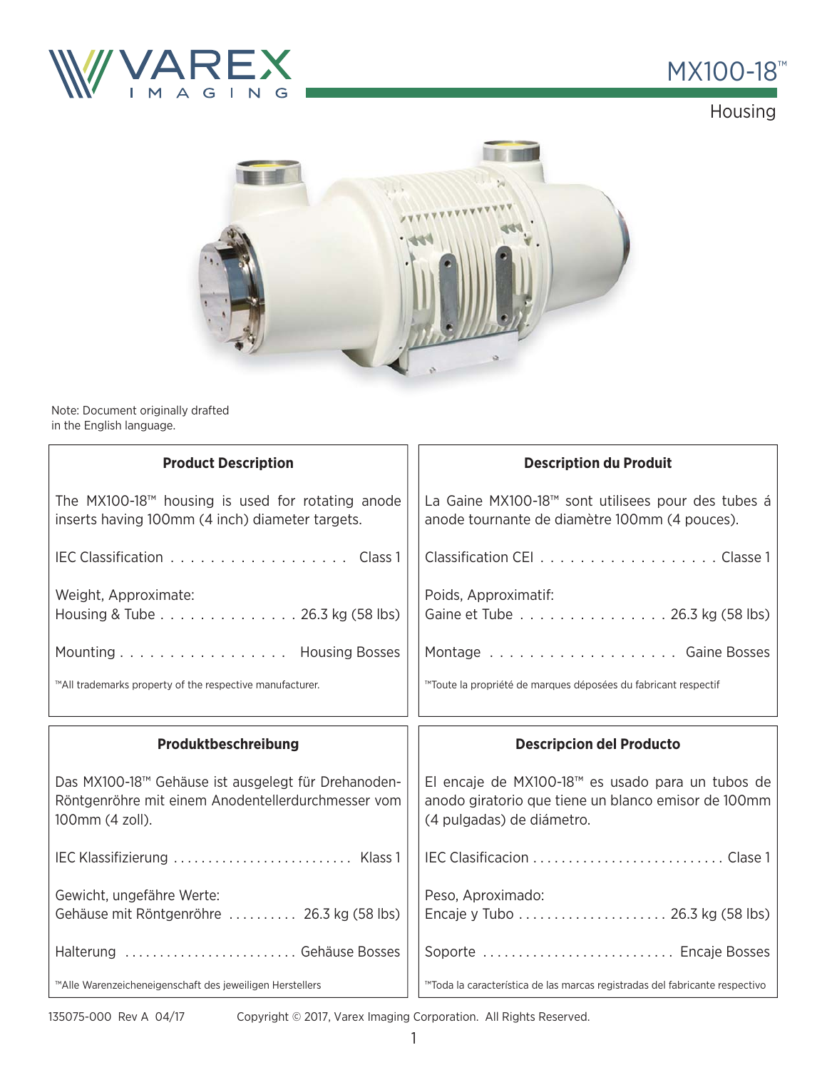# MX100-18™

## Housing

Note: Document originally drafted in the English language.

### Product Description

The MX100-18™ housing is used for rotating anode inserts having 100mm (4 inch) diameter targets.

IEC Classification . . . . . . . . . . . . . . . . . . Class 1

Weight, Approximate:
Housing & Tube . . . . . . . . . . . . . . . 26.3 kg (58 lbs)

Mounting . . . . . . . . . . . . . . . . . Housing Bosses

™All trademarks property of the respective manufacturer.

### Description du Produit

La Gaine MX100-18™ sont utilisees pour des tubes á anode tournante de diamètre 100mm (4 pouces).

Classification CEI . . . . . . . . . . . . . . . . . . Classe 1

Poids, Approximatif:
Gaine et Tube . . . . . . . . . . . . . . . . 26.3 kg (58 lbs)

Montage . . . . . . . . . . . . . . . . . . . Gaine Bosses

™Toute la propriété de marques déposées du fabricant respectif

### Produktbeschreibung

Das MX100-18™ Gehäuse ist ausgelegt für Drehanoden-Röntgenröhre mit einem Anodentellerdurchmesser vom 100mm (4 zoll).

IEC Klassifizierung . . . . . . . . . . . . . . . . . . . . . . . . . Klass 1

Gewicht, ungefähre Werte:
Gehäuse mit Röntgenröhre . . . . . . . . . . 26.3 kg (58 lbs)

Halterung . . . . . . . . . . . . . . . . . . . . . . . . Gehäuse Bosses

™Alle Warenzeicheneigenschaft des jeweiligen Herstellers

### Descripcion del Producto

El encaje de MX100-18™ es usado para un tubos de anodo giratorio que tiene un blanco emisor de 100mm (4 pulgadas) de diámetro.

IEC Clasificacion . . . . . . . . . . . . . . . . . . . . . . . . . . Clase 1

Peso, Aproximado:
Encaje y Tubo . . . . . . . . . . . . . . . . . . . . . 26.3 kg (58 lbs)

Soporte . . . . . . . . . . . . . . . . . . . . . . . . . . Encaje Bosses

™Toda la característica de las marcas registradas del fabricante respectivo

135075-000 Rev A 04/17 Copyright © 2017, Varex Imaging Corporation. All Rights Reserved.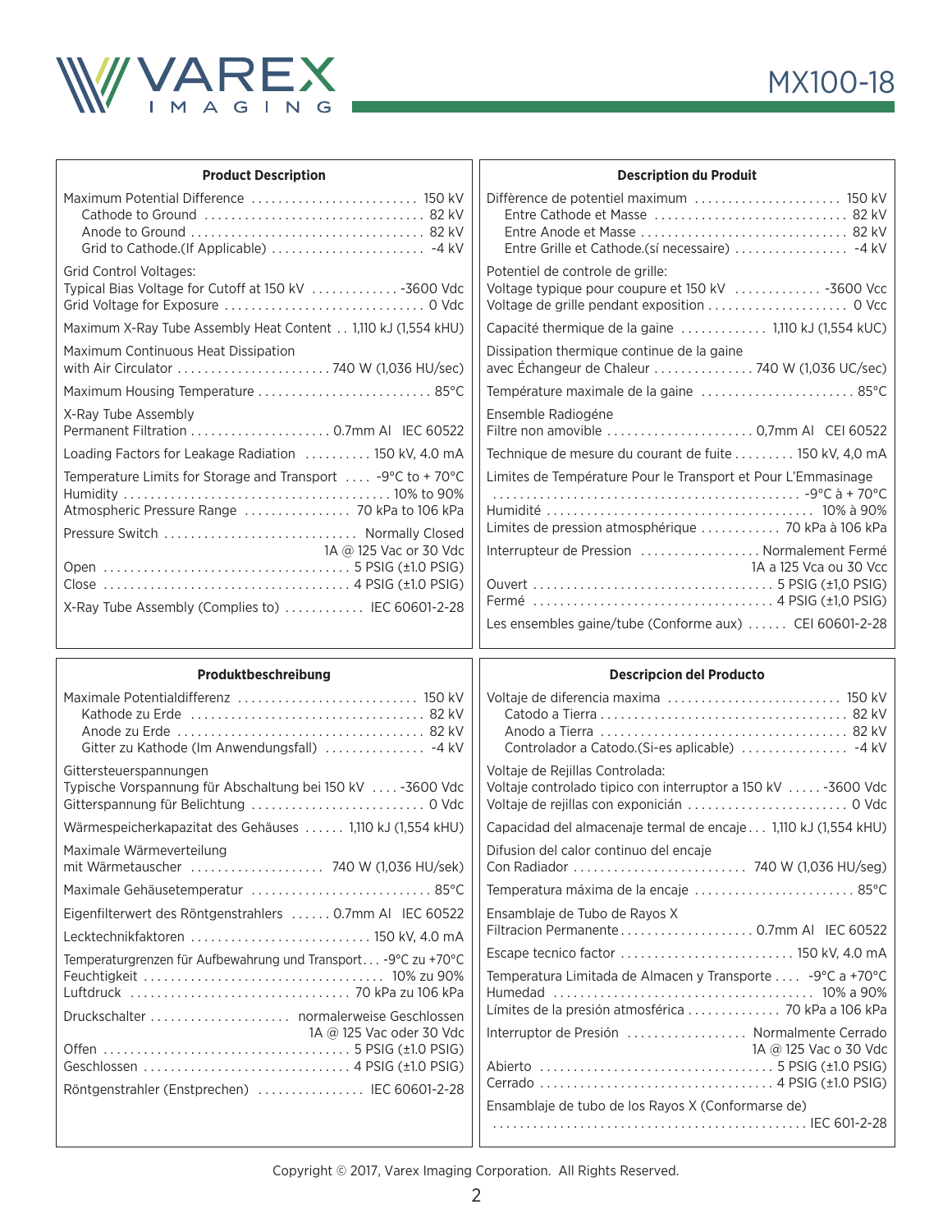MX100-18

## Product Description

Maximum Potential Difference ........................ 150 kV
- Cathode to Ground ................................ 82 kV
- Anode to Ground .................................. 82 kV
- Grid to Cathode.(If Applicable) ....................... -4 kV

Grid Control Voltages:
Typical Bias Voltage for Cutoff at 150 kV ............. -3600 Vdc
Grid Voltage for Exposure .............................. 0 Vdc

Maximum X-Ray Tube Assembly Heat Content .. 1,110 kJ (1,554 kHU)

Maximum Continuous Heat Dissipation
with Air Circulator ....................... 740 W (1,036 HU/sec)

Maximum Housing Temperature .......................... 85°C

X-Ray Tube Assembly
Permanent Filtration ..................... 0.7mm Al IEC 60522

Loading Factors for Leakage Radiation .......... 150 kV, 4.0 mA

Temperature Limits for Storage and Transport .... -9°C to + 70°C
Humidity ....................................... 10% to 90%
Atmospheric Pressure Range ................ 70 kPa to 106 kPa

Pressure Switch ............................ Normally Closed
1A @ 125 Vac or 30 Vdc
Open .................................... 5 PSIG (±1.0 PSIG)
Close .................................... 4 PSIG (±1.0 PSIG)

X-Ray Tube Assembly (Complies to) ............ IEC 60601-2-28

## Description du Produit

Diffèrence de potentiel maximum ...................... 150 kV
- Entre Cathode et Masse ............................. 82 kV
- Entre Anode et Masse ............................... 82 kV
- Entre Grille et Cathode.(sí necessaire) ................. -4 kV

Potentiel de controle de grille:
Voltage typique pour coupure et 150 kV ............. -3600 Vcc
Voltage de grille pendant exposition ..................... 0 Vcc

Capacité thermique de la gaine ............. 1,110 kJ (1,554 kUC)

Dissipation thermique continue de la gaine
avec Échangeur de Chaleur ............... 740 W (1,036 UC/sec)

Température maximale de la gaine ....................... 85°C

Ensemble Radiogéne
Filtre non amovible ...................... 0,7mm Al CEI 60522

Technique de mesure du courant de fuite ......... 150 kV, 4,0 mA

Limites de Température Pour le Transport et Pour L'Emmasinage
.............................................. -9°C à + 70°C
Humidité ....................................... 10% à 90%
Limites de pression atmosphérique ............ 70 kPa à 106 kPa

Interrupteur de Pression .................. Normalement Fermé
1A a 125 Vca ou 30 Vcc
Ouvert ................................... 5 PSIG (±1,0 PSIG)
Fermé ................................... 4 PSIG (±1,0 PSIG)

Les ensembles gaine/tube (Conforme aux) ...... CEI 60601-2-28

## Produktbeschreibung

Maximale Potentialdifferenz ........................... 150 kV
- Kathode zu Erde .................................. 82 kV
- Anode zu Erde .................................... 82 kV
- Gitter zu Kathode (Im Anwendungsfall) ............... -4 kV

Gittersteuerspannungen
Typische Vorspannung für Abschaltung bei 150 kV .... -3600 Vdc
Gitterspannung für Belichtung .......................... 0 Vdc

Wärmespeicherkapazitat des Gehäuses ...... 1,110 kJ (1,554 kHU)

Maximale Wärmeverteilung
mit Wärmetauscher .................... 740 W (1,036 HU/sek)

Maximale Gehäusetemperatur ........................... 85°C

Eigenfilterwert des Röntgenstrahlers ...... 0.7mm Al IEC 60522

Lecktechnikfaktoren ........................... 150 kV, 4.0 mA

Temperaturgrenzen für Aufbewahrung und Transport... -9°C zu +70°C
Feuchtigkeit ................................... 10% zu 90%
Luftdruck ................................ 70 kPa zu 106 kPa

Druckschalter .................... normalerweise Geschlossen
1A @ 125 Vac oder 30 Vdc
Offen .................................... 5 PSIG (±1.0 PSIG)
Geschlossen .............................. 4 PSIG (±1.0 PSIG)

Röntgenstrahler (Enstprechen) ................ IEC 60601-2-28

## Descripcion del Producto

Voltaje de diferencia maxima .......................... 150 kV
- Catodo a Tierra .................................... 82 kV
- Anodo a Tierra .................................... 82 kV
- Controlador a Catodo.(Si-es aplicable) ................ -4 kV

Voltaje de Rejillas Controlada:
Voltaje controlado tipico con interruptor a 150 kV ..... -3600 Vdc
Voltaje de rejillas con exponición ........................ 0 Vdc

Capacidad del almacenaje termal de encaje... 1,110 kJ (1,554 kHU)

Difusion del calor continuo del encaje
Con Radiador .......................... 740 W (1,036 HU/seg)

Temperatura máxima de la encaje ........................ 85°C

Ensamblaje de Tubo de Rayos X
Filtracion Permanente.................... 0.7mm Al IEC 60522

Escape tecnico factor .......................... 150 kV, 4.0 mA

Temperatura Limitada de Almacen y Transporte .... -9°C a +70°C
Humedad ...................................... 10% a 90%
Límites de la presión atmosférica .............. 70 kPa a 106 kPa

Interruptor de Presión .................. Normalmente Cerrado
1A @ 125 Vac o 30 Vdc
Abierto .................................. 5 PSIG (±1.0 PSIG)
Cerrado .................................. 4 PSIG (±1.0 PSIG)

Ensamblaje de tubo de los Rayos X (Conformarse de)
.............................................. IEC 601-2-28

Copyright © 2017, Varex Imaging Corporation. All Rights Reserved.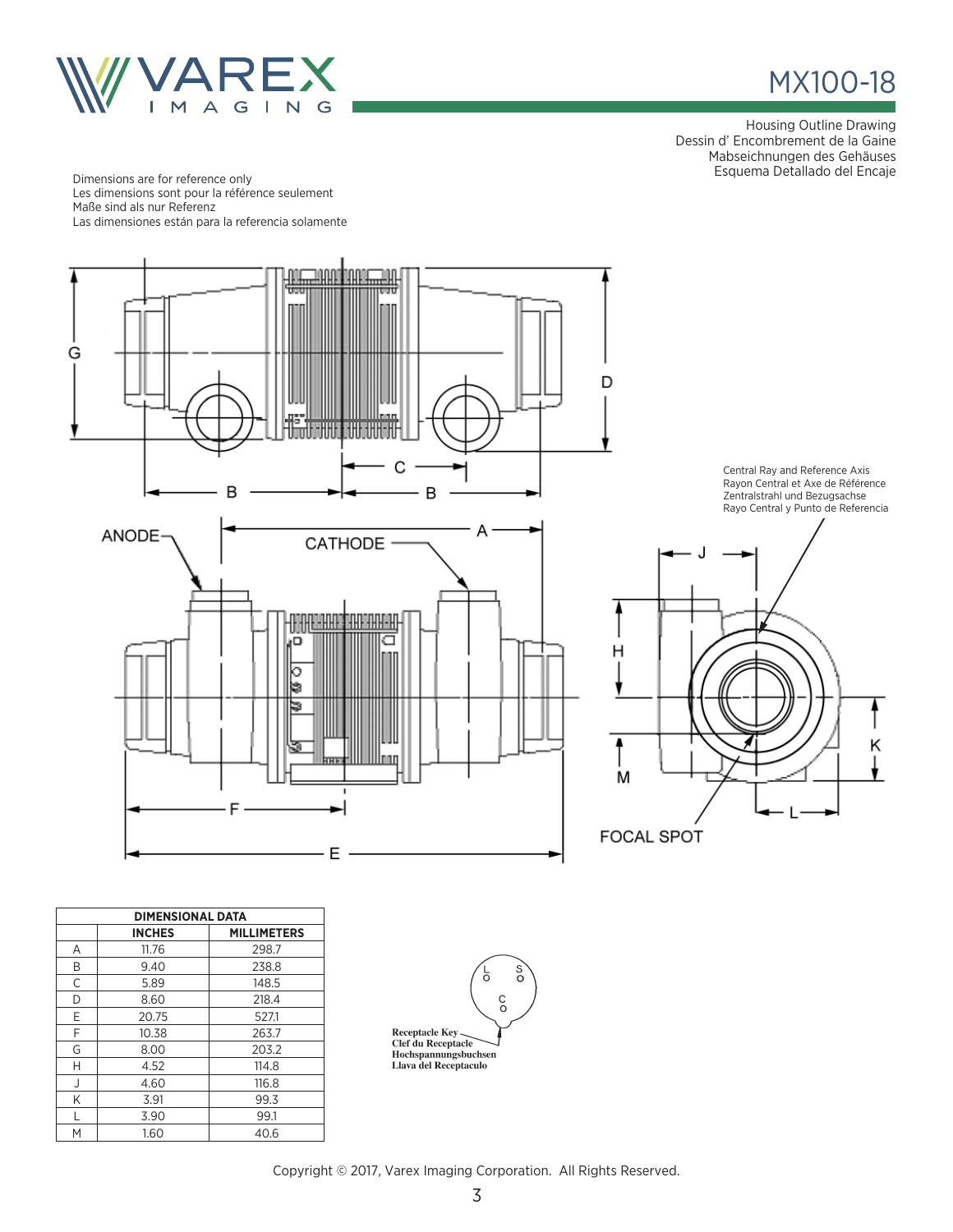# MX100-18

Housing Outline Drawing
Dessin d' Encombrement de la Gaine
Mabseichnungen des Gehäuses
Esquema Detallado del Encaje

Dimensions are for reference only
Les dimensions sont pour la référence seulement
Maße sind als nur Referenz
Las dimensiones están para la referencia solamente

ANODE

CATHODE

Central Ray and Reference Axis
Rayon Central et Axe de Référence
Zentralstrahl und Bezugsachse
Rayo Central y Punto de Referencia

FOCAL SPOT

| DIMENSIONAL DATA | | |
|---|---|---|
| | INCHES | MILLIMETERS |
| A | 11.76 | 298.7 |
| B | 9.40 | 238.8 |
| C | 5.89 | 148.5 |
| D | 8.60 | 218.4 |
| E | 20.75 | 527.1 |
| F | 10.38 | 263.7 |
| G | 8.00 | 203.2 |
| H | 4.52 | 114.8 |
| J | 4.60 | 116.8 |
| K | 3.91 | 99.3 |
| L | 3.90 | 99.1 |
| M | 1.60 | 40.6 |

Receptacle Key
Clef du Receptacle
Hochspannungsbuchsen
Llava del Receptaculo

Copyright © 2017, Varex Imaging Corporation. All Rights Reserved.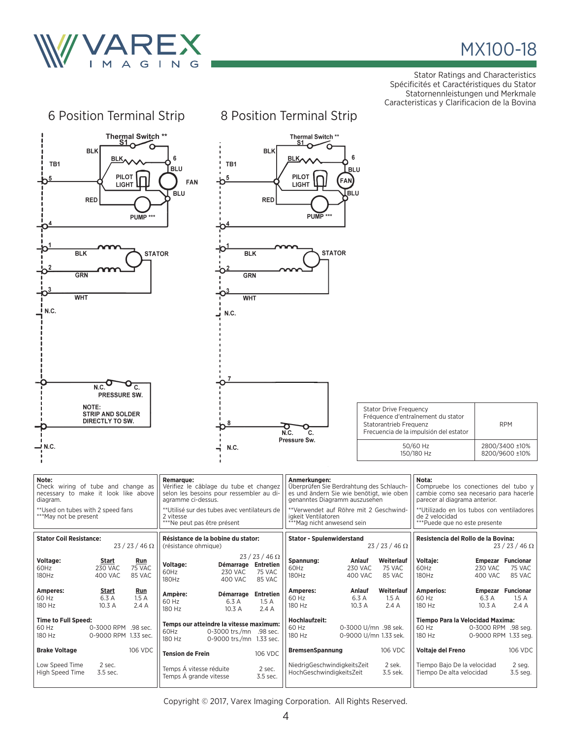# MX100-18

Stator Ratings and Characteristics
Spécificités et Caractéristiques du Stator
Statornennleistungen und Merkmale
Caracteristicas y Clarificacion de la Bovina

## 6 Position Terminal Strip

Thermal Switch ** S1
BLK
BLK
TB1
6
BLU
5
PILOT LIGHT
FAN
BLU
RED
PUMP ***
4
1
BLK
STATOR
2
GRN
3
WHT
N.C.
N.C.
C.
PRESSURE SW.
NOTE: STRIP AND SOLDER DIRECTLY TO SW.
N.C.

## 8 Position Terminal Strip

Thermal Switch ** S1
BLK
BLK
TB1
6
BLU
5
PILOT LIGHT
FAN
BLU
RED
PUMP ***
4
1
BLK
STATOR
2
GRN
3
WHT
N.C.
7
8
N.C.
C.
Pressure Sw.
N.C.

| Stator Drive Frequency<br>Fréquence d'entraînement du stator<br>Statorantrieb Frequenz<br>Frecuencia de la impulsión del estator | RPM |
|---|---|
| 50/60 Hz<br>150/180 Hz | 2800/3400 ±10%<br>8200/9600 ±10% |

**Note:**
Check wiring of tube and change as necessary to make it look like above diagram.

**Used on tubes with 2 speed fans
***May not be present

**Remarque:**
Vérifiez le câblage du tube et changez selon les besoins pour ressembler au diagramme ci-dessus.

**Utilisé sur des tubes avec ventilateurs de 2 vitesse
***Ne peut pas être présent

**Anmerkungen:**
Überprüfen Sie Berdrahtung des Schlauches und ändern Sie wie benötigt, wie oben genanntes Diagramm auszusehen

**Verwendet auf Röhre mit 2 Geschwindigkeit Ventilatoren
***Mag nicht anwesend sein

**Nota:**
Compruebe los conectiones del tubo y cambie como sea necesario para hacerle parecer al diagrama anterior.

**Utilizado en los tubos con ventiladores de 2 velocidad
***Puede que no este presente

**Stator Coil Resistance:** 23 / 23 / 46 Ω

| Voltage: | Start | Run |
|---|---|---|
| 60Hz | 230 VAC | 75 VAC |
| 180Hz | 400 VAC | 85 VAC |

| Amperes: | Start | Run |
|---|---|---|
| 60 Hz | 6.3 A | 1.5 A |
| 180 Hz | 10.3 A | 2.4 A |

**Time to Full Speed:**
60 Hz 0-3000 RPM .98 sec.
180 Hz 0-9000 RPM 1.33 sec.

**Brake Voltage** 106 VDC

Low Speed Time 2 sec.
High Speed Time 3.5 sec.

**Résistance de la bobine du stator:** (résistance ohmique) 23 / 23 / 46 Ω

| Voltage: | Démarrage | Entretien |
|---|---|---|
| 60Hz | 230 VAC | 75 VAC |
| 180Hz | 400 VAC | 85 VAC |

| Ampère: | Démarrage | Entretien |
|---|---|---|
| 60 Hz | 6.3 A | 1.5 A |
| 180 Hz | 10.3 A | 2.4 A |

**Temps our atteindre la vitesse maximum:**
60Hz 0-3000 trs./mn .98 sec.
180 Hz 0-9000 trs./mn 1.33 sec.

**Tension de Frein** 106 VDC

Temps À vitesse réduite 2 sec.
Temps À grande vitesse 3.5 sec.

**Stator - Spulenwiderstand** 23 / 23 / 46 Ω

| Spannung: | Anlauf | Weiterlauf |
|---|---|---|
| 60Hz | 230 VAC | 75 VAC |
| 180Hz | 400 VAC | 85 VAC |

| Amperes: | Anlauf | Weiterlauf |
|---|---|---|
| 60 Hz | 6.3 A | 1.5 A |
| 180 Hz | 10.3 A | 2.4 A |

**Hochlaufzeit:**
60 Hz 0-3000 U/mn .98 sek.
180 Hz 0-9000 U/mn 1.33 sek.

**BremsenSpannung** 106 VDC

NiedrigGeschwindigkeitsZeit 2 sek.
HochGeschwindigkeitsZeit 3.5 sek.

**Resistencia del Rollo de la Bovina:** 23 / 23 / 46 Ω

| Voltaje: | Empezar | Funcionar |
|---|---|---|
| 60Hz | 230 VAC | 75 VAC |
| 180Hz | 400 VAC | 85 VAC |

| Amperios: | Empezar | Funcionar |
|---|---|---|
| 60 Hz | 6.3 A | 1.5 A |
| 180 Hz | 10.3 A | 2.4 A |

**Tiempo Para la Velocidad Maxima:**
60 Hz 0-3000 RPM .98 seg.
180 Hz 0-9000 RPM 1.33 seg.

**Voltaje del Freno** 106 VDC

Tiempo Bajo De la velocidad 2 seg.
Tiempo De alta velocidad 3.5 seg.

Copyright © 2017, Varex Imaging Corporation. All Rights Reserved.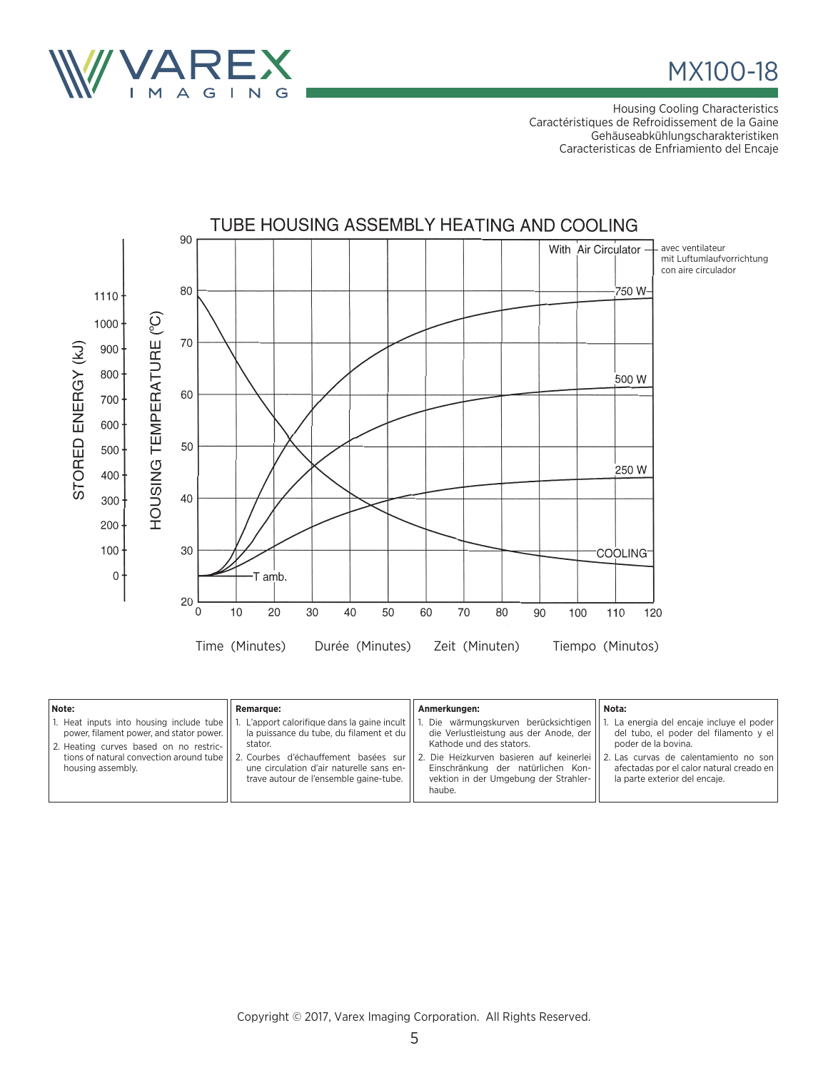# MX100-18

Housing Cooling Characteristics
Caractéristiques de Refroidissement de la Gaine
Gehäuseabkühlungscharakteristiken
Caracteristicas de Enfriamiento del Encaje

## TUBE HOUSING ASSEMBLY HEATING AND COOLING

With Air Circulator — avec ventilateur, mit Luftumlaufvorrichtung, con aire circulador

Curves: 750 W, 500 W, 250 W, COOLING, T amb.

STORED ENERGY (kJ): 0, 100, 200, 300, 400, 500, 600, 700, 800, 900, 1000, 1110

HOUSING TEMPERATURE (°C): 20, 30, 40, 50, 60, 70, 80, 90

Time (Minutes) Durée (Minutes) Zeit (Minuten) Tiempo (Minutos): 0, 10, 20, 30, 40, 50, 60, 70, 80, 90, 100, 110, 120

| Note: | Remarque: | Anmerkungen: | Nota: |
|---|---|---|---|
| 1. Heat inputs into housing include tube power, filament power, and stator power.<br>2. Heating curves based on no restrictions of natural convection around tube housing assembly. | 1. L'apport calorifique dans la gaine incult la puissance du tube, du filament et du stator.<br>2. Courbes d'échauffement basées sur une circulation d'air naturelle sans entrave autour de l'ensemble gaine-tube. | 1. Die wärmungskurven berücksichtigen die Verlustleistung aus der Anode, der Kathode und des stators.<br>2. Die Heizkurven basieren auf keinerlei Einschränkung der natürlichen Konvektion in der Umgebung der Strahlerhaube. | 1. La energia del encaje incluye el poder del tubo, el poder del filamento y el poder de la bovina.<br>2. Las curvas de calentamiento no son afectadas por el calor natural creado en la parte exterior del encaje. |

Copyright © 2017, Varex Imaging Corporation. All Rights Reserved.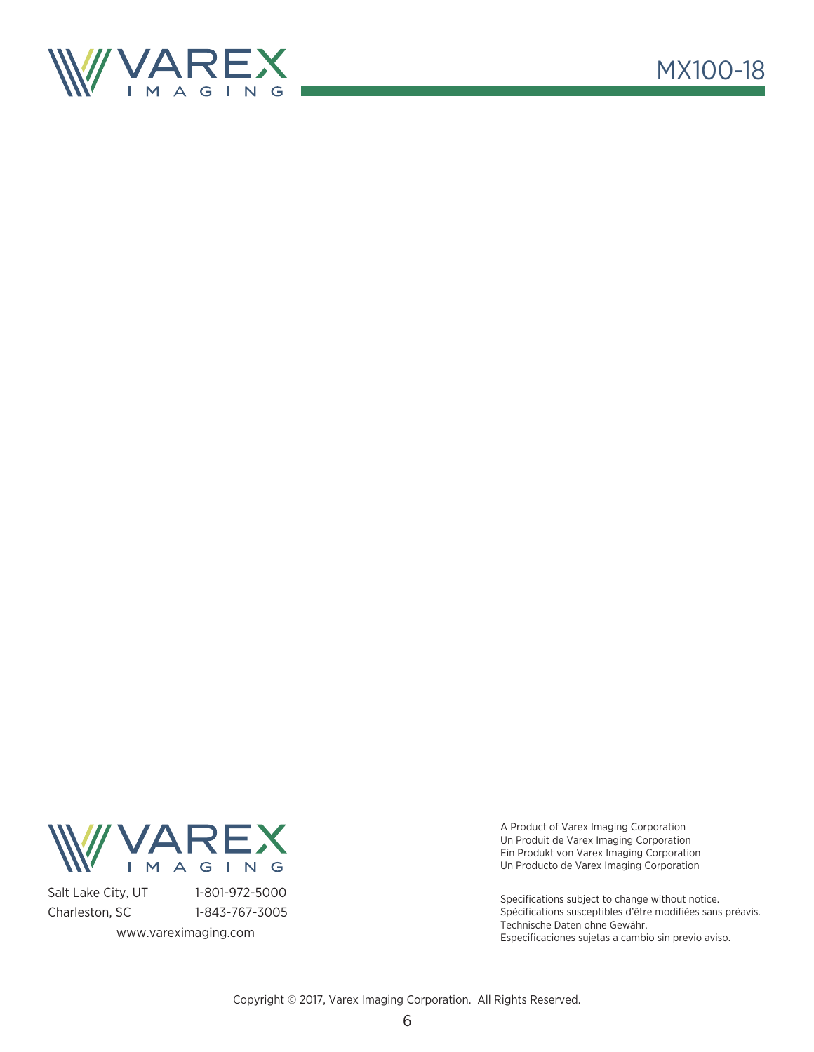VAREX IMAGING

| | |
|---|---|
| Salt Lake City, UT | 1-801-972-5000 |
| Charleston, SC | 1-843-767-3005 |

www.vareximaging.com

A Product of Varex Imaging Corporation
Un Produit de Varex Imaging Corporation
Ein Produkt von Varex Imaging Corporation
Un Producto de Varex Imaging Corporation

Specifications subject to change without notice.
Spécifications susceptibles d'être modifiées sans préavis.
Technische Daten ohne Gewähr.
Especificaciones sujetas a cambio sin previo aviso.

Copyright © 2017, Varex Imaging Corporation. All Rights Reserved.